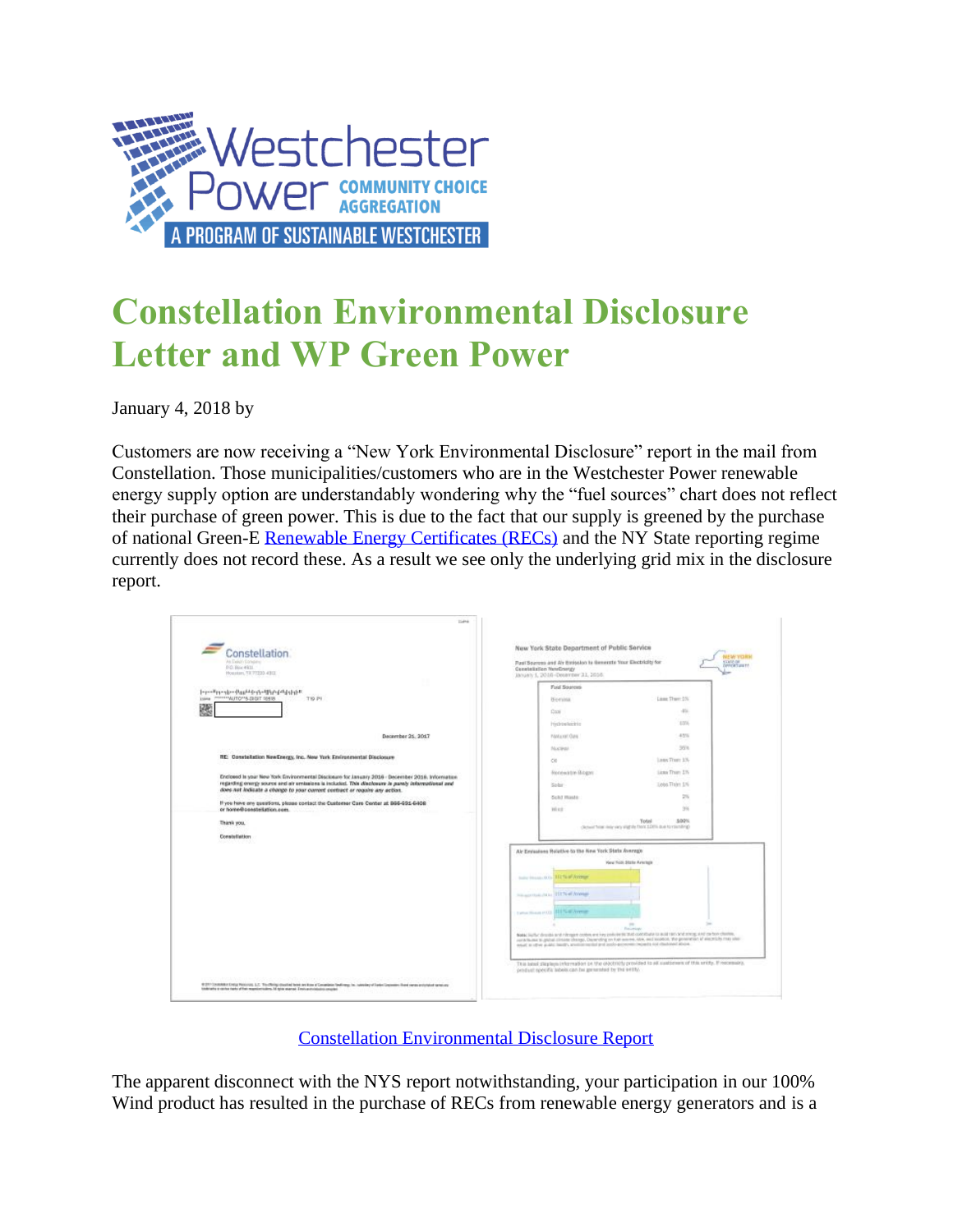# Constellation Environmental Disclosure Letter and WP Green Power

January 4, 2018 by

Customers are now receiving a "New York Environmental Disclosure" report in the mail from Constellation. Those municipalities/customers who are in the Westchester Power renewable energy supply option are understandably wondering why the "fuel sources" chart does not reflect their purchase of green power. This is due to the fact that our supply is greened by the purchase of national Green-E [Renewable Energy Certificates (RECs)] and the NY State reporting regime currently does not record these. As a result we see only the underlying grid mix in the disclosure report.

[Constellation Environmental Disclosure Report]

The apparent disconnect with the NYS report notwithstanding, your participation in our 100% Wind product has resulted in the purchase of RECs from renewable energy generators and is a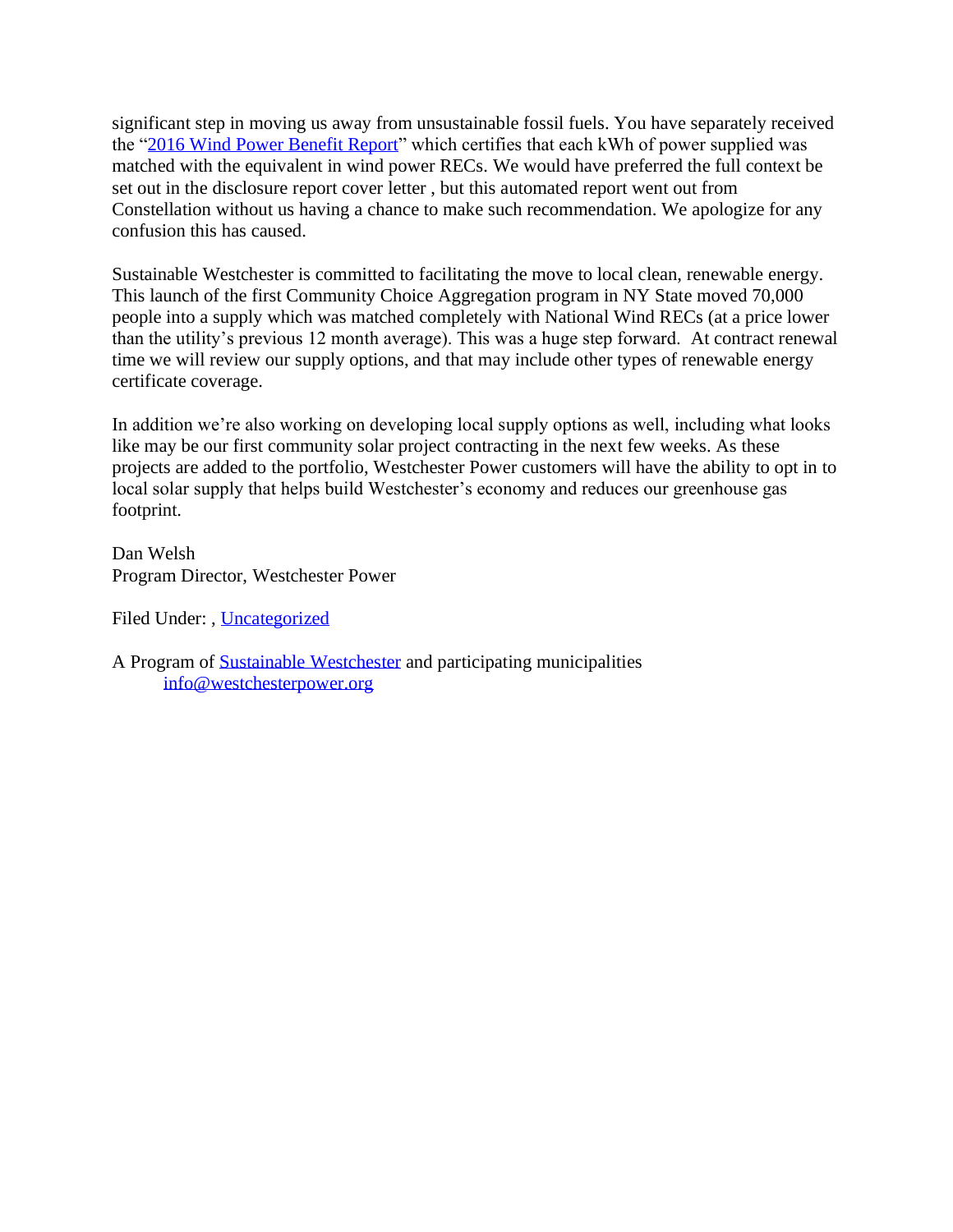significant step in moving us away from unsustainable fossil fuels. You have separately received the "[2016 Wind Power Benefit Report]" which certifies that each kWh of power supplied was matched with the equivalent in wind power RECs. We would have preferred the full context be set out in the disclosure report cover letter , but this automated report went out from Constellation without us having a chance to make such recommendation. We apologize for any confusion this has caused.

Sustainable Westchester is committed to facilitating the move to local clean, renewable energy. This launch of the first Community Choice Aggregation program in NY State moved 70,000 people into a supply which was matched completely with National Wind RECs (at a price lower than the utility's previous 12 month average). This was a huge step forward. At contract renewal time we will review our supply options, and that may include other types of renewable energy certificate coverage.

In addition we're also working on developing local supply options as well, including what looks like may be our first community solar project contracting in the next few weeks. As these projects are added to the portfolio, Westchester Power customers will have the ability to opt in to local solar supply that helps build Westchester's economy and reduces our greenhouse gas footprint.

Dan Welsh
Program Director, Westchester Power

Filed Under: , Uncategorized

A Program of Sustainable Westchester and participating municipalities
info@westchesterpower.org